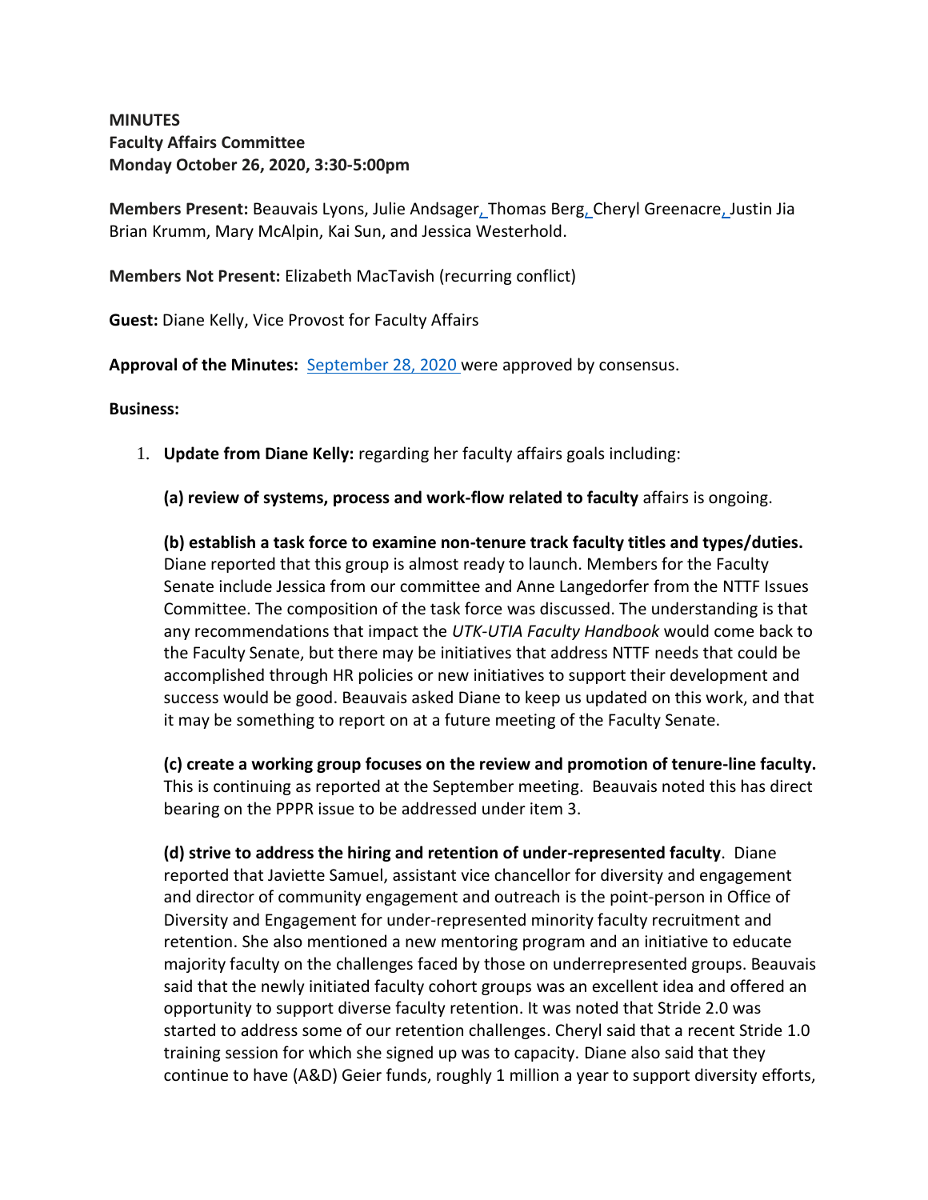**MINUTES**
**Faculty Affairs Committee**
**Monday October 26, 2020, 3:30-5:00pm**

**Members Present:** Beauvais Lyons, Julie Andsager, Thomas Berg, Cheryl Greenacre, Justin Jia Brian Krumm, Mary McAlpin, Kai Sun, and Jessica Westerhold.

**Members Not Present:** Elizabeth MacTavish (recurring conflict)

**Guest:** Diane Kelly, Vice Provost for Faculty Affairs

**Approval of the Minutes:** September 28, 2020 were approved by consensus.

**Business:**

1. **Update from Diane Kelly:** regarding her faculty affairs goals including:

   **(a) review of systems, process and work-flow related to faculty** affairs is ongoing.

   **(b) establish a task force to examine non-tenure track faculty titles and types/duties.** Diane reported that this group is almost ready to launch. Members for the Faculty Senate include Jessica from our committee and Anne Langedorfer from the NTTF Issues Committee. The composition of the task force was discussed. The understanding is that any recommendations that impact the *UTK-UTIA Faculty Handbook* would come back to the Faculty Senate, but there may be initiatives that address NTTF needs that could be accomplished through HR policies or new initiatives to support their development and success would be good. Beauvais asked Diane to keep us updated on this work, and that it may be something to report on at a future meeting of the Faculty Senate.

   **(c) create a working group focuses on the review and promotion of tenure-line faculty.** This is continuing as reported at the September meeting. Beauvais noted this has direct bearing on the PPPR issue to be addressed under item 3.

   **(d) strive to address the hiring and retention of under-represented faculty**. Diane reported that Javiette Samuel, assistant vice chancellor for diversity and engagement and director of community engagement and outreach is the point-person in Office of Diversity and Engagement for under-represented minority faculty recruitment and retention. She also mentioned a new mentoring program and an initiative to educate majority faculty on the challenges faced by those on underrepresented groups. Beauvais said that the newly initiated faculty cohort groups was an excellent idea and offered an opportunity to support diverse faculty retention. It was noted that Stride 2.0 was started to address some of our retention challenges. Cheryl said that a recent Stride 1.0 training session for which she signed up was to capacity. Diane also said that they continue to have (A&D) Geier funds, roughly 1 million a year to support diversity efforts,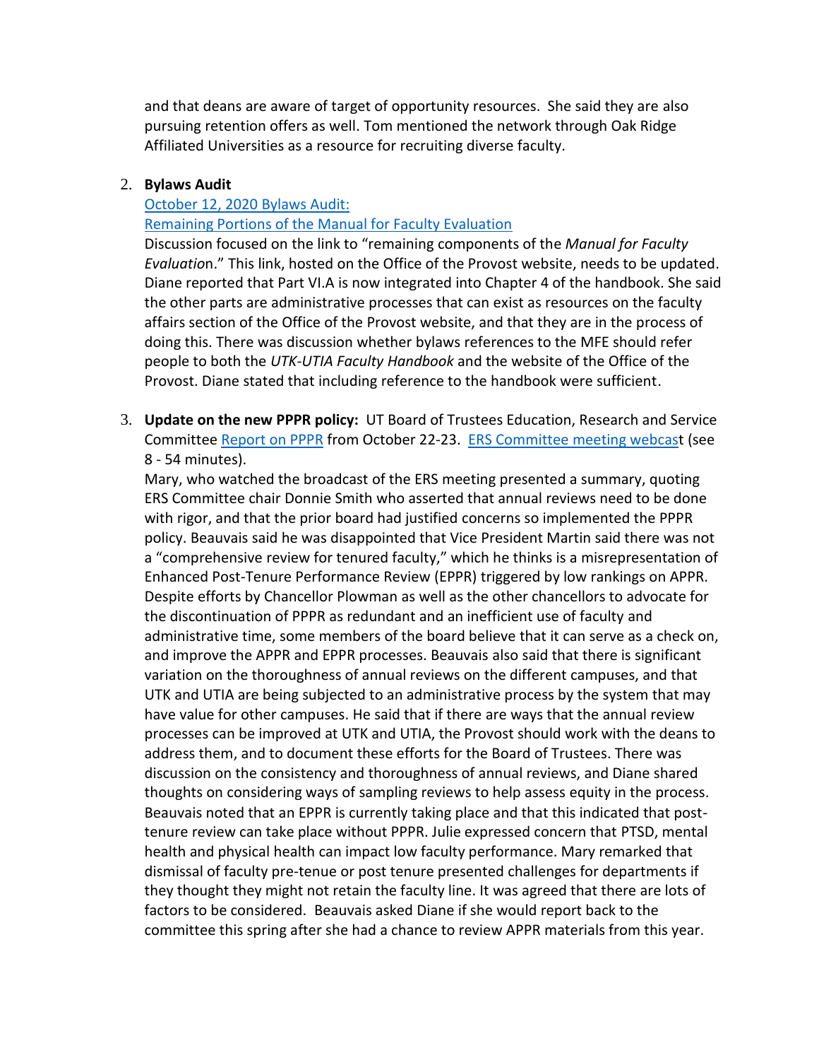and that deans are aware of target of opportunity resources. She said they are also pursuing retention offers as well. Tom mentioned the network through Oak Ridge Affiliated Universities as a resource for recruiting diverse faculty.

2. **Bylaws Audit**

   [October 12, 2020 Bylaws Audit:](#)
   [Remaining Portions of the Manual for Faculty Evaluation](#)

   Discussion focused on the link to "remaining components of the *Manual for Faculty Evaluation*." This link, hosted on the Office of the Provost website, needs to be updated. Diane reported that Part VI.A is now integrated into Chapter 4 of the handbook. She said the other parts are administrative processes that can exist as resources on the faculty affairs section of the Office of the Provost website, and that they are in the process of doing this. There was discussion whether bylaws references to the MFE should refer people to both the *UTK-UTIA Faculty Handbook* and the website of the Office of the Provost. Diane stated that including reference to the handbook were sufficient.

3. **Update on the new PPPR policy:** UT Board of Trustees Education, Research and Service Committee [Report on PPPR](#) from October 22-23. [ERS Committee meeting webcast](#) (see 8 - 54 minutes).

   Mary, who watched the broadcast of the ERS meeting presented a summary, quoting ERS Committee chair Donnie Smith who asserted that annual reviews need to be done with rigor, and that the prior board had justified concerns so implemented the PPPR policy. Beauvais said he was disappointed that Vice President Martin said there was not a "comprehensive review for tenured faculty," which he thinks is a misrepresentation of Enhanced Post-Tenure Performance Review (EPPR) triggered by low rankings on APPR. Despite efforts by Chancellor Plowman as well as the other chancellors to advocate for the discontinuation of PPPR as redundant and an inefficient use of faculty and administrative time, some members of the board believe that it can serve as a check on, and improve the APPR and EPPR processes. Beauvais also said that there is significant variation on the thoroughness of annual reviews on the different campuses, and that UTK and UTIA are being subjected to an administrative process by the system that may have value for other campuses. He said that if there are ways that the annual review processes can be improved at UTK and UTIA, the Provost should work with the deans to address them, and to document these efforts for the Board of Trustees. There was discussion on the consistency and thoroughness of annual reviews, and Diane shared thoughts on considering ways of sampling reviews to help assess equity in the process. Beauvais noted that an EPPR is currently taking place and that this indicated that post-tenure review can take place without PPPR. Julie expressed concern that PTSD, mental health and physical health can impact low faculty performance. Mary remarked that dismissal of faculty pre-tenue or post tenure presented challenges for departments if they thought they might not retain the faculty line. It was agreed that there are lots of factors to be considered. Beauvais asked Diane if she would report back to the committee this spring after she had a chance to review APPR materials from this year.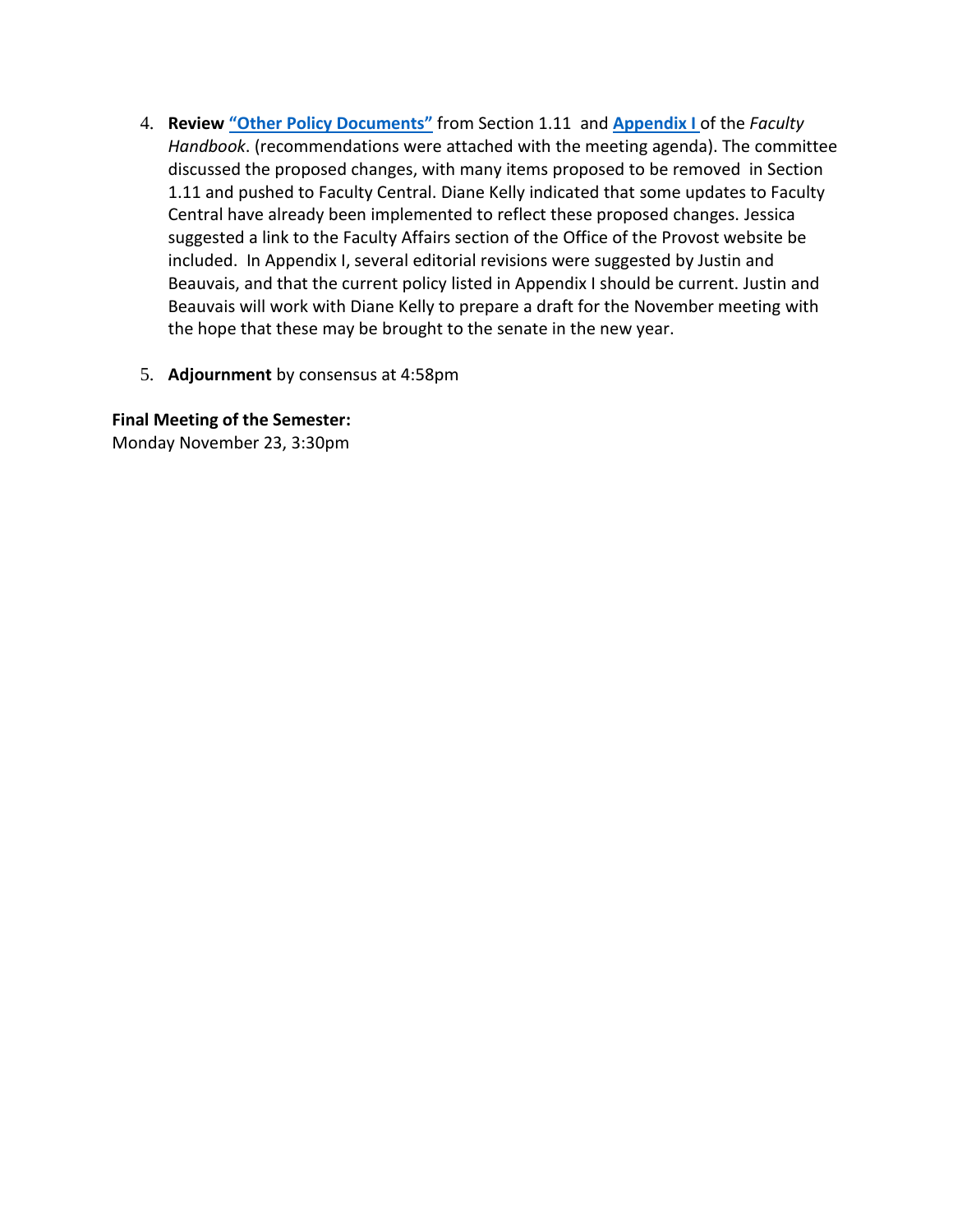4. **Review "Other Policy Documents"** from Section 1.11 and **Appendix I** of the *Faculty Handbook*. (recommendations were attached with the meeting agenda). The committee discussed the proposed changes, with many items proposed to be removed in Section 1.11 and pushed to Faculty Central. Diane Kelly indicated that some updates to Faculty Central have already been implemented to reflect these proposed changes. Jessica suggested a link to the Faculty Affairs section of the Office of the Provost website be included. In Appendix I, several editorial revisions were suggested by Justin and Beauvais, and that the current policy listed in Appendix I should be current. Justin and Beauvais will work with Diane Kelly to prepare a draft for the November meeting with the hope that these may be brought to the senate in the new year.

5. **Adjournment** by consensus at 4:58pm

**Final Meeting of the Semester:**
Monday November 23, 3:30pm